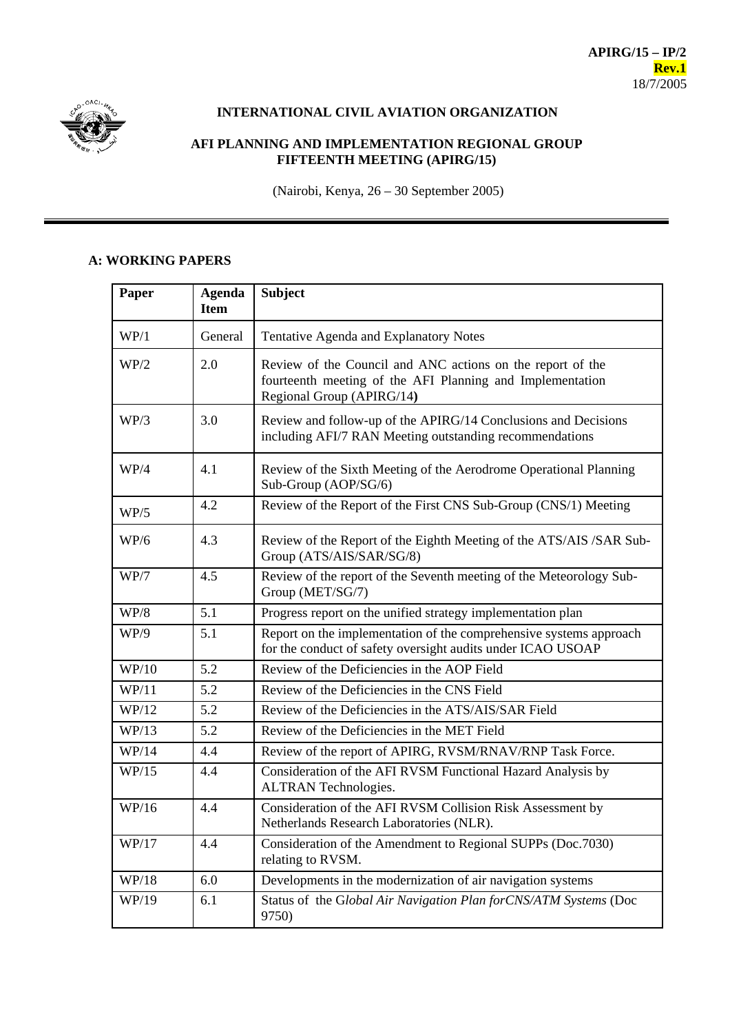**APIRG/15 – IP/2**
**Rev.1**
18/7/2005

**INTERNATIONAL CIVIL AVIATION ORGANIZATION**

**AFI PLANNING AND IMPLEMENTATION REGIONAL GROUP FIFTEENTH MEETING (APIRG/15)**

(Nairobi, Kenya, 26 – 30 September 2005)

## A: WORKING PAPERS

| Paper | Agenda Item | Subject |
|---|---|---|
| WP/1 | General | Tentative Agenda and Explanatory Notes |
| WP/2 | 2.0 | Review of the Council and ANC actions on the report of the fourteenth meeting of the AFI Planning and Implementation Regional Group (APIRG/14**)** |
| WP/3 | 3.0 | Review and follow-up of the APIRG/14 Conclusions and Decisions including AFI/7 RAN Meeting outstanding recommendations |
| WP/4 | 4.1 | Review of the Sixth Meeting of the Aerodrome Operational Planning Sub-Group (AOP/SG/6) |
| WP/5 | 4.2 | Review of the Report of the First CNS Sub-Group (CNS/1) Meeting |
| WP/6 | 4.3 | Review of the Report of the Eighth Meeting of the ATS/AIS /SAR Sub-Group (ATS/AIS/SAR/SG/8) |
| WP/7 | 4.5 | Review of the report of the Seventh meeting of the Meteorology Sub-Group (MET/SG/7) |
| WP/8 | 5.1 | Progress report on the unified strategy implementation plan |
| WP/9 | 5.1 | Report on the implementation of the comprehensive systems approach for the conduct of safety oversight audits under ICAO USOAP |
| WP/10 | 5.2 | Review of the Deficiencies in the AOP Field |
| WP/11 | 5.2 | Review of the Deficiencies in the CNS Field |
| WP/12 | 5.2 | Review of the Deficiencies in the ATS/AIS/SAR Field |
| WP/13 | 5.2 | Review of the Deficiencies in the MET Field |
| WP/14 | 4.4 | Review of the report of APIRG, RVSM/RNAV/RNP Task Force. |
| WP/15 | 4.4 | Consideration of the AFI RVSM Functional Hazard Analysis by ALTRAN Technologies. |
| WP/16 | 4.4 | Consideration of the AFI RVSM Collision Risk Assessment by Netherlands Research Laboratories (NLR). |
| WP/17 | 4.4 | Consideration of the Amendment to Regional SUPPs (Doc.7030) relating to RVSM. |
| WP/18 | 6.0 | Developments in the modernization of air navigation systems |
| WP/19 | 6.1 | Status of the G*lobal Air Navigation Plan forCNS/ATM Systems* (Doc 9750) |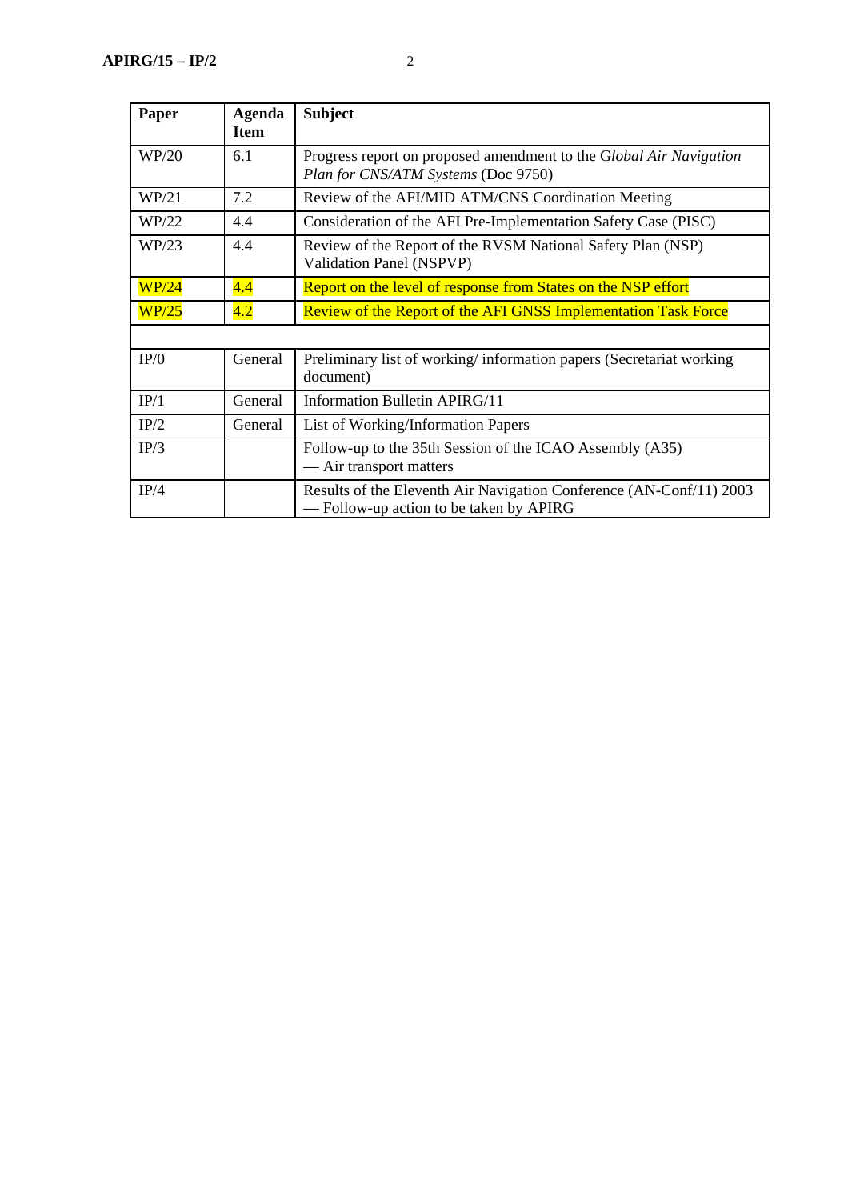| Paper | Agenda Item | Subject |
|---|---|---|
| WP/20 | 6.1 | Progress report on proposed amendment to the G*lobal Air Navigation Plan for CNS/ATM Systems* (Doc 9750) |
| WP/21 | 7.2 | Review of the AFI/MID ATM/CNS Coordination Meeting |
| WP/22 | 4.4 | Consideration of the AFI Pre-Implementation Safety Case (PISC) |
| WP/23 | 4.4 | Review of the Report of the RVSM National Safety Plan (NSP) Validation Panel (NSPVP) |
| WP/24 | 4.4 | Report on the level of response from States on the NSP effort |
| WP/25 | 4.2 | Review of the Report of the AFI GNSS Implementation Task Force |
| | | |
| IP/0 | General | Preliminary list of working/ information papers (Secretariat working document) |
| IP/1 | General | Information Bulletin APIRG/11 |
| IP/2 | General | List of Working/Information Papers |
| IP/3 | | Follow-up to the 35th Session of the ICAO Assembly (A35) — Air transport matters |
| IP/4 | | Results of the Eleventh Air Navigation Conference (AN-Conf/11) 2003 — Follow-up action to be taken by APIRG |